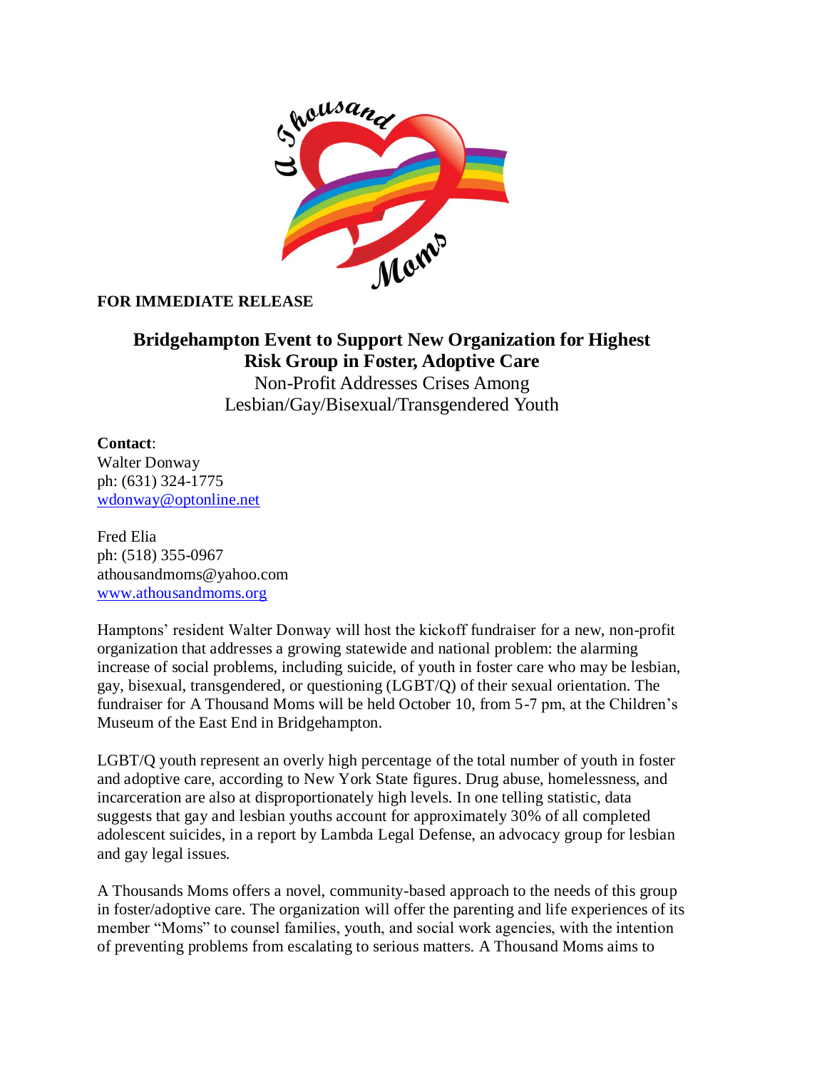**FOR IMMEDIATE RELEASE**

# Bridgehampton Event to Support New Organization for Highest Risk Group in Foster, Adoptive Care

Non-Profit Addresses Crises Among Lesbian/Gay/Bisexual/Transgendered Youth

**Contact**:
Walter Donway
ph: (631) 324-1775
wdonway@optonline.net

Fred Elia
ph: (518) 355-0967
athousandmoms@yahoo.com
www.athousandmoms.org

Hamptons' resident Walter Donway will host the kickoff fundraiser for a new, non-profit organization that addresses a growing statewide and national problem: the alarming increase of social problems, including suicide, of youth in foster care who may be lesbian, gay, bisexual, transgendered, or questioning (LGBT/Q) of their sexual orientation. The fundraiser for A Thousand Moms will be held October 10, from 5-7 pm, at the Children's Museum of the East End in Bridgehampton.

LGBT/Q youth represent an overly high percentage of the total number of youth in foster and adoptive care, according to New York State figures. Drug abuse, homelessness, and incarceration are also at disproportionately high levels. In one telling statistic, data suggests that gay and lesbian youths account for approximately 30% of all completed adolescent suicides, in a report by Lambda Legal Defense, an advocacy group for lesbian and gay legal issues.

A Thousands Moms offers a novel, community-based approach to the needs of this group in foster/adoptive care. The organization will offer the parenting and life experiences of its member "Moms" to counsel families, youth, and social work agencies, with the intention of preventing problems from escalating to serious matters. A Thousand Moms aims to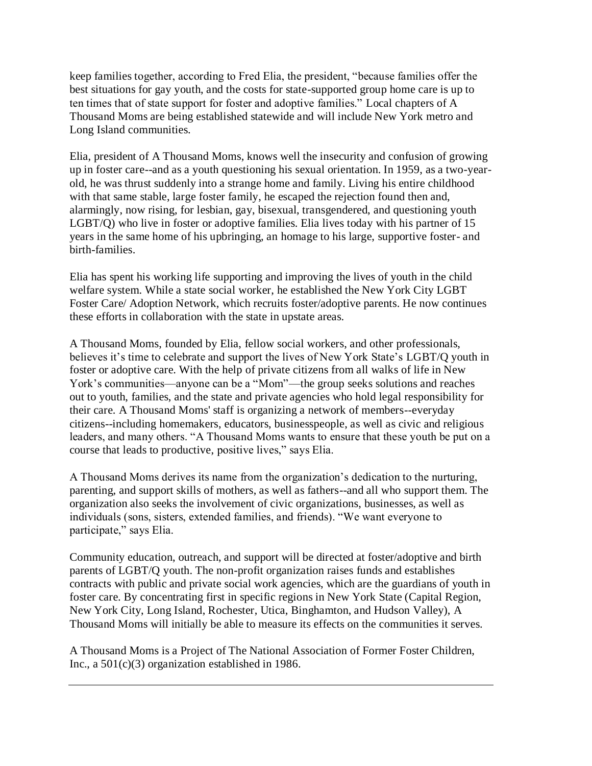keep families together, according to Fred Elia, the president, "because families offer the best situations for gay youth, and the costs for state-supported group home care is up to ten times that of state support for foster and adoptive families." Local chapters of A Thousand Moms are being established statewide and will include New York metro and Long Island communities.

Elia, president of A Thousand Moms, knows well the insecurity and confusion of growing up in foster care--and as a youth questioning his sexual orientation. In 1959, as a two-year-old, he was thrust suddenly into a strange home and family. Living his entire childhood with that same stable, large foster family, he escaped the rejection found then and, alarmingly, now rising, for lesbian, gay, bisexual, transgendered, and questioning youth LGBT/Q) who live in foster or adoptive families. Elia lives today with his partner of 15 years in the same home of his upbringing, an homage to his large, supportive foster- and birth-families.

Elia has spent his working life supporting and improving the lives of youth in the child welfare system. While a state social worker, he established the New York City LGBT Foster Care/ Adoption Network, which recruits foster/adoptive parents. He now continues these efforts in collaboration with the state in upstate areas.

A Thousand Moms, founded by Elia, fellow social workers, and other professionals, believes it's time to celebrate and support the lives of New York State's LGBT/Q youth in foster or adoptive care. With the help of private citizens from all walks of life in New York's communities—anyone can be a "Mom"—the group seeks solutions and reaches out to youth, families, and the state and private agencies who hold legal responsibility for their care. A Thousand Moms' staff is organizing a network of members--everyday citizens--including homemakers, educators, businesspeople, as well as civic and religious leaders, and many others. "A Thousand Moms wants to ensure that these youth be put on a course that leads to productive, positive lives," says Elia.

A Thousand Moms derives its name from the organization's dedication to the nurturing, parenting, and support skills of mothers, as well as fathers--and all who support them. The organization also seeks the involvement of civic organizations, businesses, as well as individuals (sons, sisters, extended families, and friends). "We want everyone to participate," says Elia.

Community education, outreach, and support will be directed at foster/adoptive and birth parents of LGBT/Q youth. The non-profit organization raises funds and establishes contracts with public and private social work agencies, which are the guardians of youth in foster care. By concentrating first in specific regions in New York State (Capital Region, New York City, Long Island, Rochester, Utica, Binghamton, and Hudson Valley), A Thousand Moms will initially be able to measure its effects on the communities it serves.

A Thousand Moms is a Project of The National Association of Former Foster Children, Inc., a 501(c)(3) organization established in 1986.

---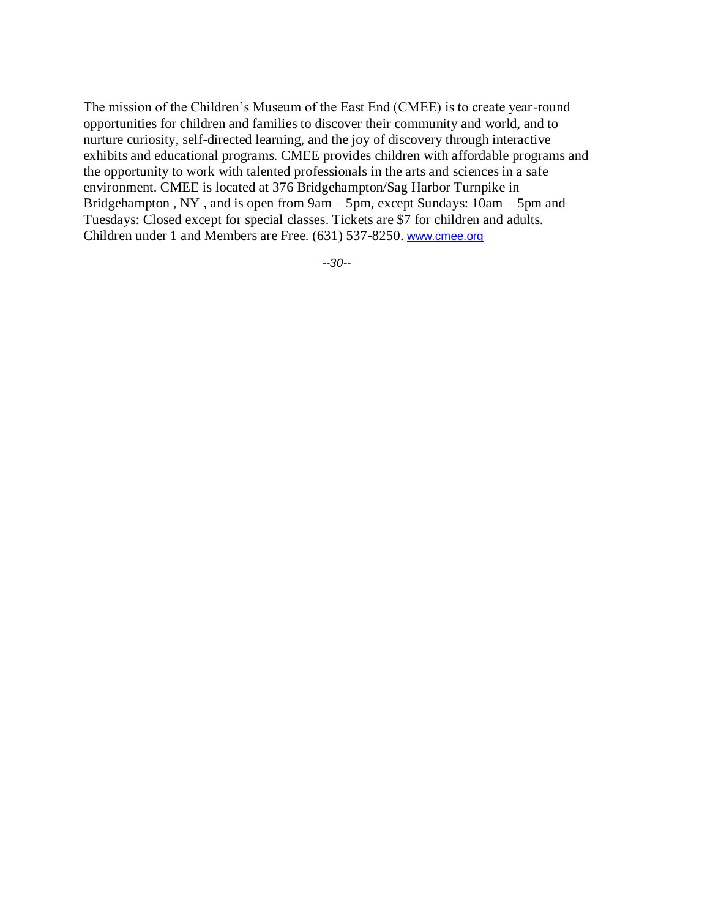The mission of the Children's Museum of the East End (CMEE) is to create year-round opportunities for children and families to discover their community and world, and to nurture curiosity, self-directed learning, and the joy of discovery through interactive exhibits and educational programs. CMEE provides children with affordable programs and the opportunity to work with talented professionals in the arts and sciences in a safe environment. CMEE is located at 376 Bridgehampton/Sag Harbor Turnpike in Bridgehampton , NY , and is open from 9am – 5pm, except Sundays: 10am – 5pm and Tuesdays: Closed except for special classes. Tickets are $7 for children and adults. Children under 1 and Members are Free. (631) 537-8250. www.cmee.org

*--30--*